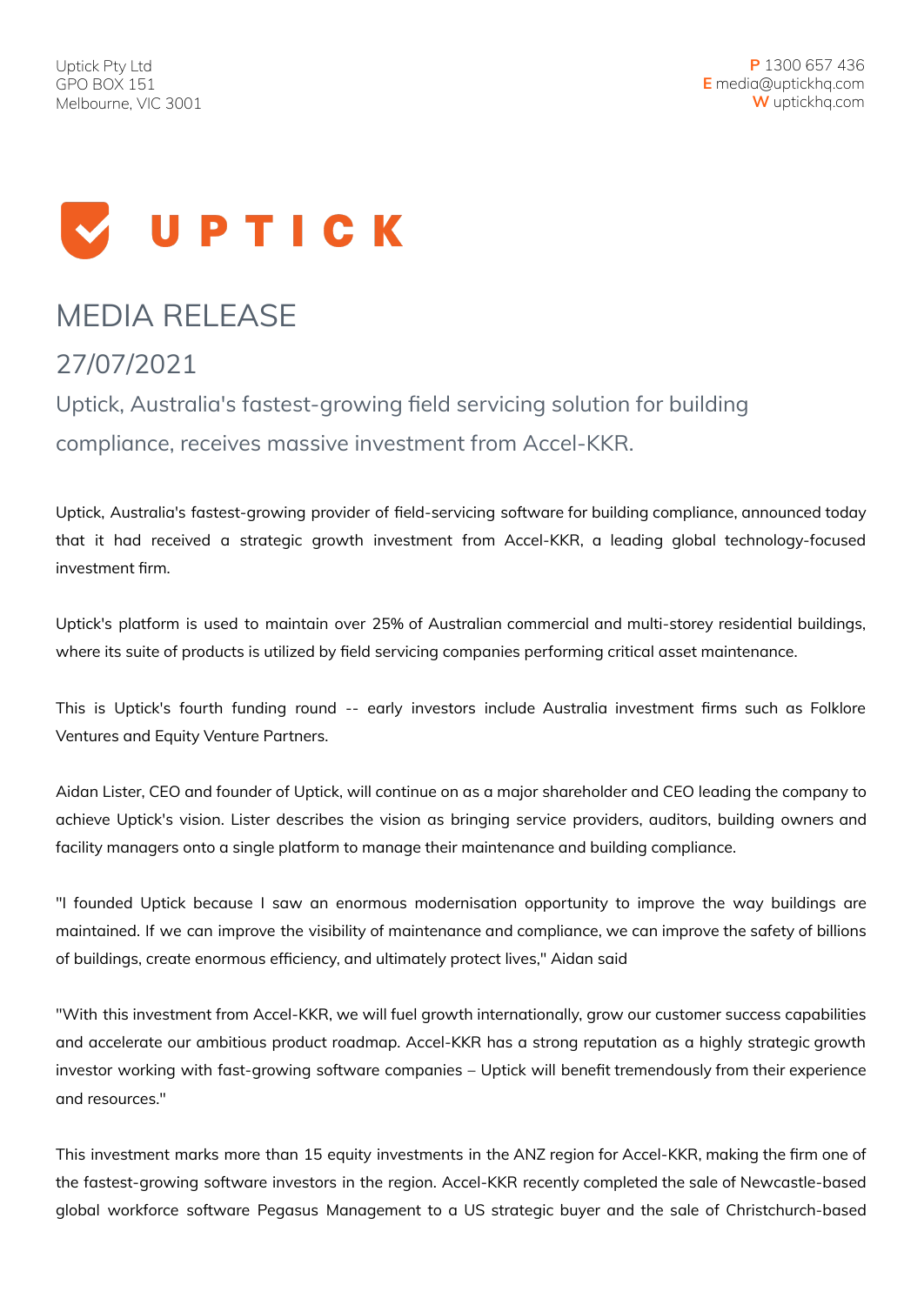Uptick Pty Ltd
GPO BOX 151
Melbourne, VIC 3001

**P** 1300 657 436
**E** media@uptickhq.com
**W** uptickhq.com

UPTICK

# MEDIA RELEASE

## 27/07/2021

### Uptick, Australia's fastest-growing field servicing solution for building compliance, receives massive investment from Accel-KKR.

Uptick, Australia's fastest-growing provider of field-servicing software for building compliance, announced today that it had received a strategic growth investment from Accel-KKR, a leading global technology-focused investment firm.

Uptick's platform is used to maintain over 25% of Australian commercial and multi-storey residential buildings, where its suite of products is utilized by field servicing companies performing critical asset maintenance.

This is Uptick's fourth funding round -- early investors include Australia investment firms such as Folklore Ventures and Equity Venture Partners.

Aidan Lister, CEO and founder of Uptick, will continue on as a major shareholder and CEO leading the company to achieve Uptick's vision. Lister describes the vision as bringing service providers, auditors, building owners and facility managers onto a single platform to manage their maintenance and building compliance.

"I founded Uptick because I saw an enormous modernisation opportunity to improve the way buildings are maintained. If we can improve the visibility of maintenance and compliance, we can improve the safety of billions of buildings, create enormous efficiency, and ultimately protect lives," Aidan said

"With this investment from Accel-KKR, we will fuel growth internationally, grow our customer success capabilities and accelerate our ambitious product roadmap. Accel-KKR has a strong reputation as a highly strategic growth investor working with fast-growing software companies – Uptick will benefit tremendously from their experience and resources."

This investment marks more than 15 equity investments in the ANZ region for Accel-KKR, making the firm one of the fastest-growing software investors in the region. Accel-KKR recently completed the sale of Newcastle-based global workforce software Pegasus Management to a US strategic buyer and the sale of Christchurch-based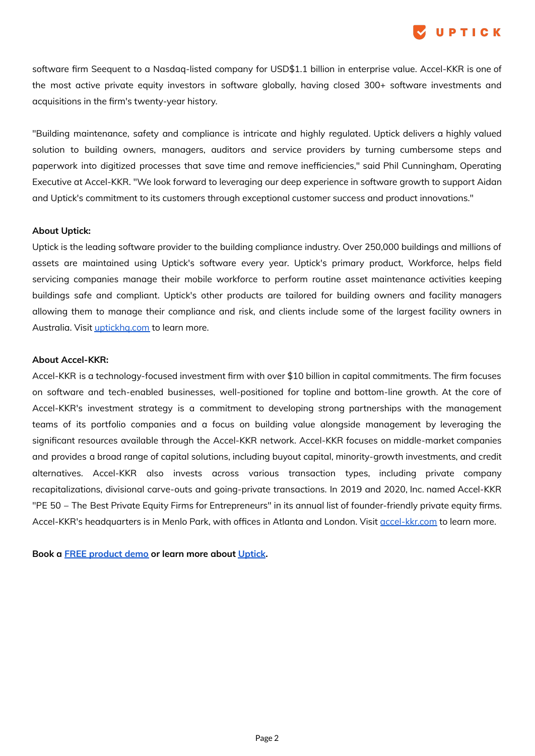software firm Seequent to a Nasdaq-listed company for USD$1.1 billion in enterprise value. Accel-KKR is one of the most active private equity investors in software globally, having closed 300+ software investments and acquisitions in the firm's twenty-year history.

"Building maintenance, safety and compliance is intricate and highly regulated. Uptick delivers a highly valued solution to building owners, managers, auditors and service providers by turning cumbersome steps and paperwork into digitized processes that save time and remove inefficiencies," said Phil Cunningham, Operating Executive at Accel-KKR. "We look forward to leveraging our deep experience in software growth to support Aidan and Uptick's commitment to its customers through exceptional customer success and product innovations."

**About Uptick:**

Uptick is the leading software provider to the building compliance industry. Over 250,000 buildings and millions of assets are maintained using Uptick's software every year. Uptick's primary product, Workforce, helps field servicing companies manage their mobile workforce to perform routine asset maintenance activities keeping buildings safe and compliant. Uptick's other products are tailored for building owners and facility managers allowing them to manage their compliance and risk, and clients include some of the largest facility owners in Australia. Visit [uptickhq.com](uptickhq.com) to learn more.

**About Accel-KKR:**

Accel-KKR is a technology-focused investment firm with over $10 billion in capital commitments. The firm focuses on software and tech-enabled businesses, well-positioned for topline and bottom-line growth. At the core of Accel-KKR's investment strategy is a commitment to developing strong partnerships with the management teams of its portfolio companies and a focus on building value alongside management by leveraging the significant resources available through the Accel-KKR network. Accel-KKR focuses on middle-market companies and provides a broad range of capital solutions, including buyout capital, minority-growth investments, and credit alternatives. Accel-KKR also invests across various transaction types, including private company recapitalizations, divisional carve-outs and going-private transactions. In 2019 and 2020, Inc. named Accel-KKR "PE 50 – The Best Private Equity Firms for Entrepreneurs" in its annual list of founder-friendly private equity firms. Accel-KKR's headquarters is in Menlo Park, with offices in Atlanta and London. Visit [accel-kkr.com](accel-kkr.com) to learn more.

**Book a FREE product demo or learn more about Uptick.**